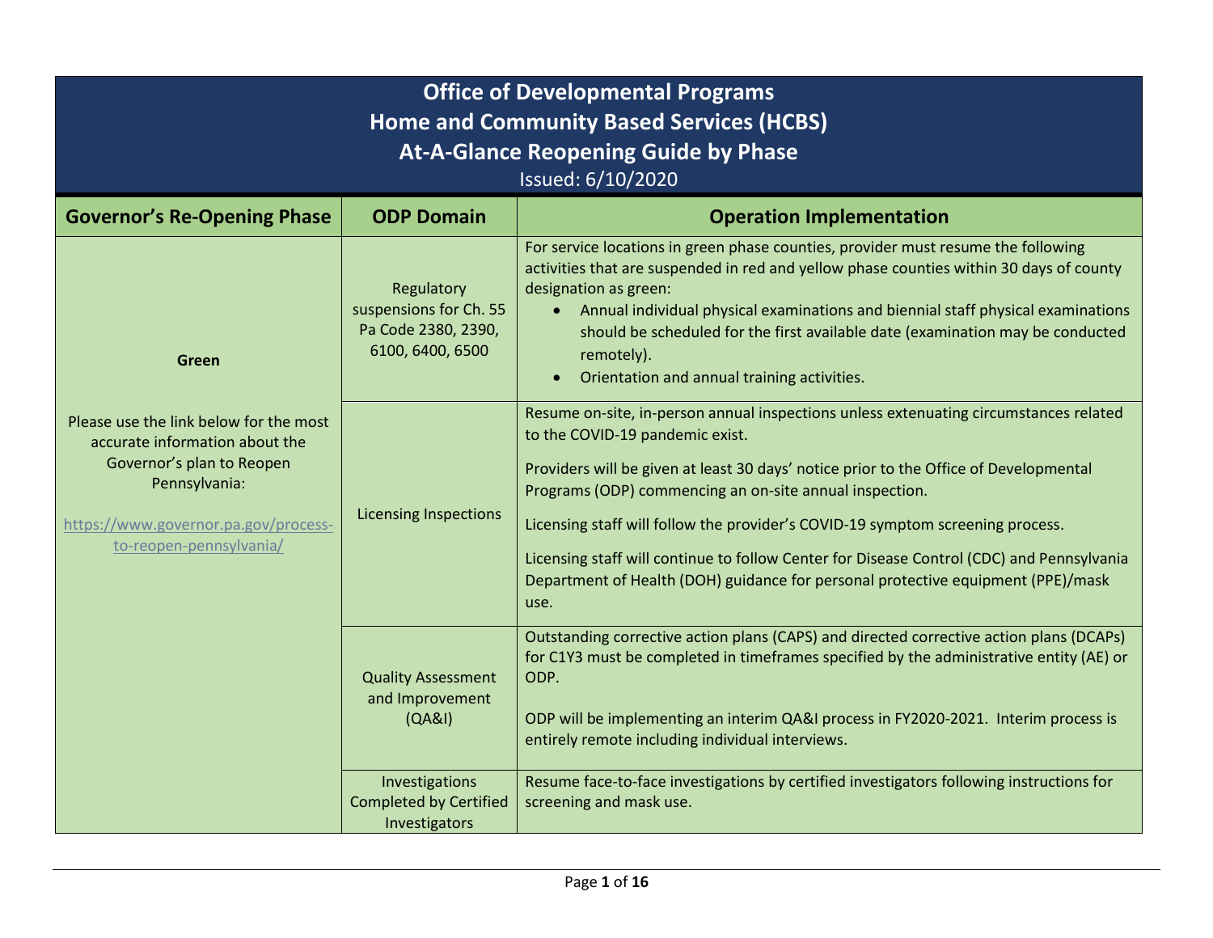# Office of Developmental Programs
# Home and Community Based Services (HCBS)
# At-A-Glance Reopening Guide by Phase

Issued: 6/10/2020

| Governor's Re-Opening Phase | ODP Domain | Operation Implementation |
|---|---|---|
| **Green**<br><br>Please use the link below for the most accurate information about the Governor's plan to Reopen Pennsylvania:<br><br>https://www.governor.pa.gov/process-to-reopen-pennsylvania/ | Regulatory suspensions for Ch. 55 Pa Code 2380, 2390, 6100, 6400, 6500 | For service locations in green phase counties, provider must resume the following activities that are suspended in red and yellow phase counties within 30 days of county designation as green:<br>• Annual individual physical examinations and biennial staff physical examinations should be scheduled for the first available date (examination may be conducted remotely).<br>• Orientation and annual training activities. |
| | Licensing Inspections | Resume on-site, in-person annual inspections unless extenuating circumstances related to the COVID-19 pandemic exist.<br><br>Providers will be given at least 30 days' notice prior to the Office of Developmental Programs (ODP) commencing an on-site annual inspection.<br><br>Licensing staff will follow the provider's COVID-19 symptom screening process.<br><br>Licensing staff will continue to follow Center for Disease Control (CDC) and Pennsylvania Department of Health (DOH) guidance for personal protective equipment (PPE)/mask use. |
| | Quality Assessment and Improvement (QA&I) | Outstanding corrective action plans (CAPS) and directed corrective action plans (DCAPs) for C1Y3 must be completed in timeframes specified by the administrative entity (AE) or ODP.<br><br>ODP will be implementing an interim QA&I process in FY2020-2021. Interim process is entirely remote including individual interviews. |
| | Investigations Completed by Certified Investigators | Resume face-to-face investigations by certified investigators following instructions for screening and mask use. |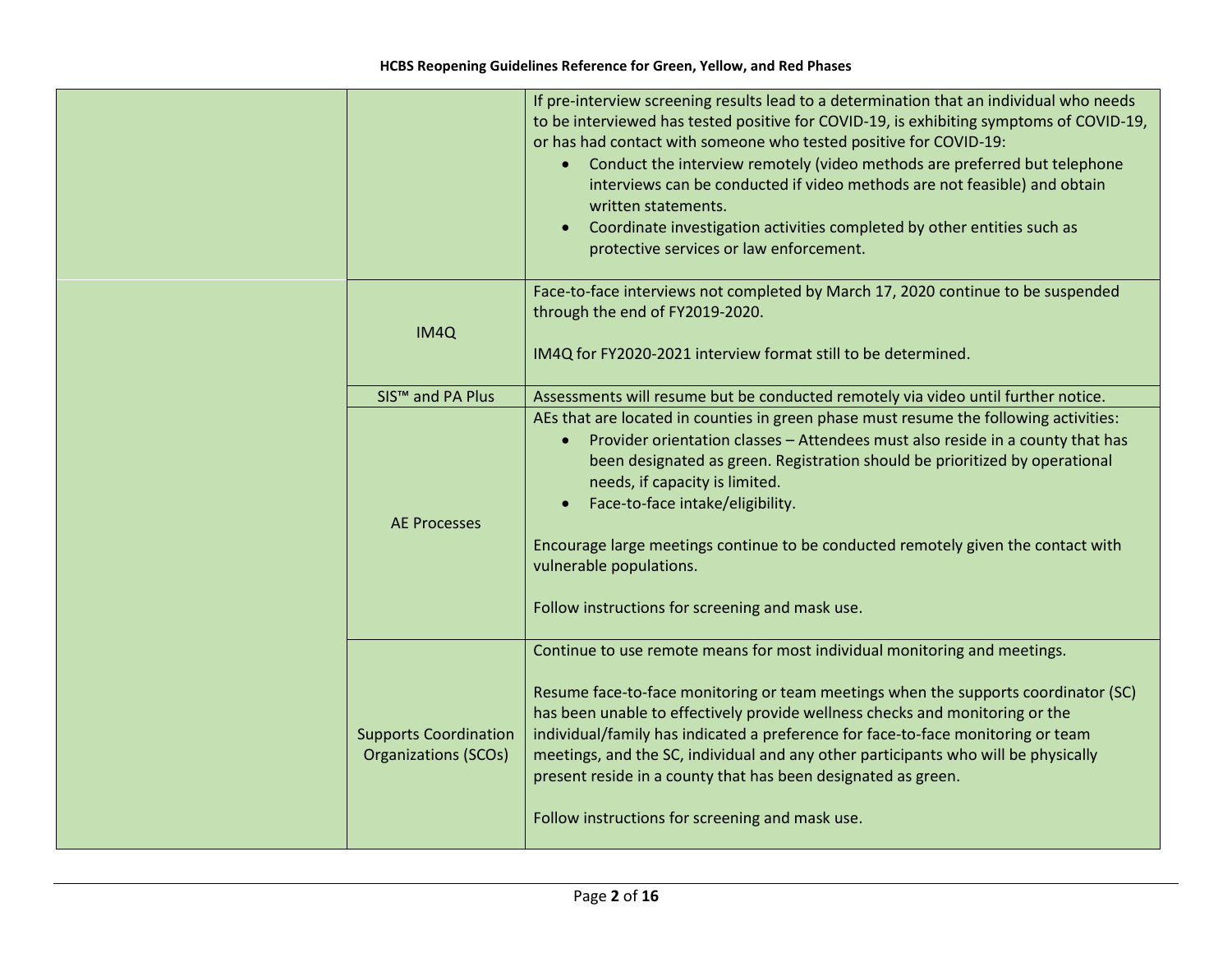| | | |
|---|---|---|
| | | If pre-interview screening results lead to a determination that an individual who needs to be interviewed has tested positive for COVID-19, is exhibiting symptoms of COVID-19, or has had contact with someone who tested positive for COVID-19:<br>• Conduct the interview remotely (video methods are preferred but telephone interviews can be conducted if video methods are not feasible) and obtain written statements.<br>• Coordinate investigation activities completed by other entities such as protective services or law enforcement. |
| | IM4Q | Face-to-face interviews not completed by March 17, 2020 continue to be suspended through the end of FY2019-2020.<br><br>IM4Q for FY2020-2021 interview format still to be determined. |
| | SIS™ and PA Plus | Assessments will resume but be conducted remotely via video until further notice. |
| | AE Processes | AEs that are located in counties in green phase must resume the following activities:<br>• Provider orientation classes – Attendees must also reside in a county that has been designated as green. Registration should be prioritized by operational needs, if capacity is limited.<br>• Face-to-face intake/eligibility.<br><br>Encourage large meetings continue to be conducted remotely given the contact with vulnerable populations.<br><br>Follow instructions for screening and mask use. |
| | Supports Coordination Organizations (SCOs) | Continue to use remote means for most individual monitoring and meetings.<br><br>Resume face-to-face monitoring or team meetings when the supports coordinator (SC) has been unable to effectively provide wellness checks and monitoring or the individual/family has indicated a preference for face-to-face monitoring or team meetings, and the SC, individual and any other participants who will be physically present reside in a county that has been designated as green.<br><br>Follow instructions for screening and mask use. |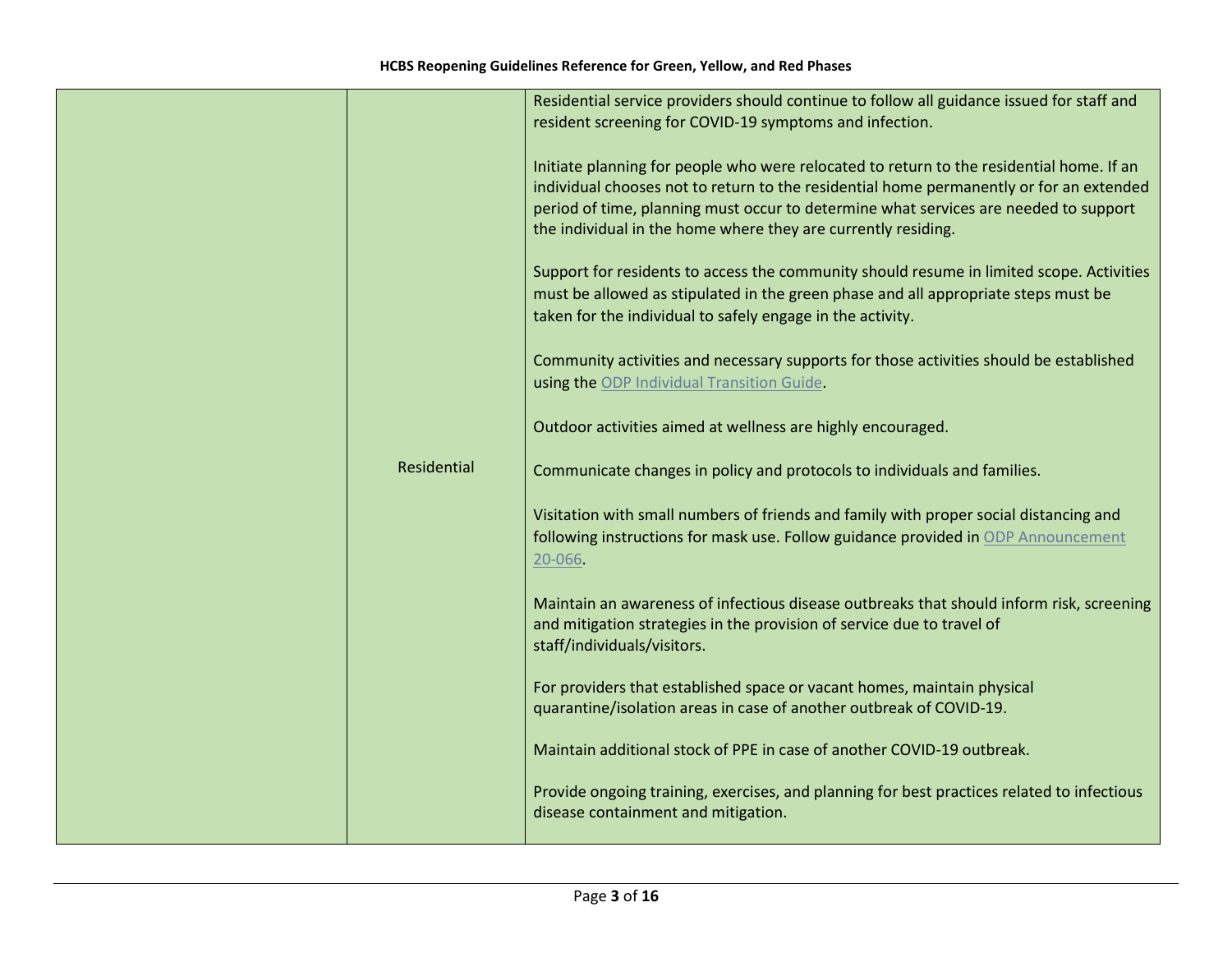| | | |
|---|---|---|
| | Residential | Residential service providers should continue to follow all guidance issued for staff and resident screening for COVID-19 symptoms and infection.<br><br>Initiate planning for people who were relocated to return to the residential home. If an individual chooses not to return to the residential home permanently or for an extended period of time, planning must occur to determine what services are needed to support the individual in the home where they are currently residing.<br><br>Support for residents to access the community should resume in limited scope. Activities must be allowed as stipulated in the green phase and all appropriate steps must be taken for the individual to safely engage in the activity.<br><br>Community activities and necessary supports for those activities should be established using the ODP Individual Transition Guide.<br><br>Outdoor activities aimed at wellness are highly encouraged.<br><br>Communicate changes in policy and protocols to individuals and families.<br><br>Visitation with small numbers of friends and family with proper social distancing and following instructions for mask use. Follow guidance provided in ODP Announcement 20-066.<br><br>Maintain an awareness of infectious disease outbreaks that should inform risk, screening and mitigation strategies in the provision of service due to travel of staff/individuals/visitors.<br><br>For providers that established space or vacant homes, maintain physical quarantine/isolation areas in case of another outbreak of COVID-19.<br><br>Maintain additional stock of PPE in case of another COVID-19 outbreak.<br><br>Provide ongoing training, exercises, and planning for best practices related to infectious disease containment and mitigation. |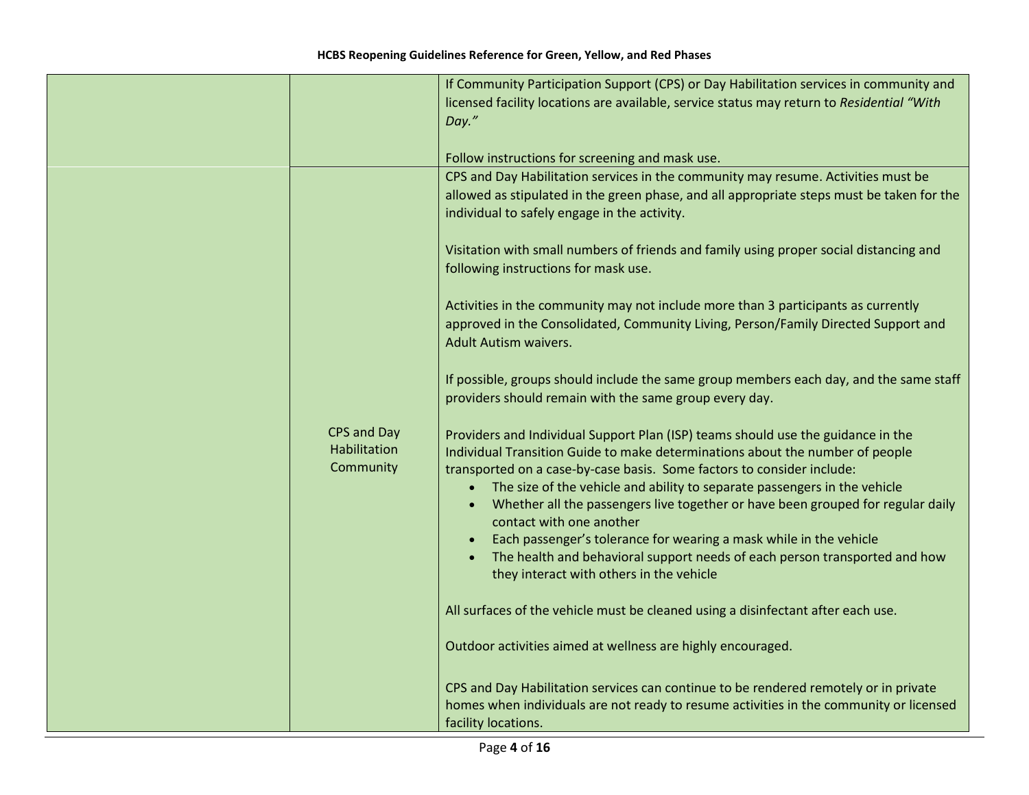| | | |
|---|---|---|
| | | If Community Participation Support (CPS) or Day Habilitation services in community and licensed facility locations are available, service status may return to *Residential "With Day."*<br><br>Follow instructions for screening and mask use. |
| | CPS and Day Habilitation Community | CPS and Day Habilitation services in the community may resume. Activities must be allowed as stipulated in the green phase, and all appropriate steps must be taken for the individual to safely engage in the activity.<br><br>Visitation with small numbers of friends and family using proper social distancing and following instructions for mask use.<br><br>Activities in the community may not include more than 3 participants as currently approved in the Consolidated, Community Living, Person/Family Directed Support and Adult Autism waivers.<br><br>If possible, groups should include the same group members each day, and the same staff providers should remain with the same group every day.<br><br>Providers and Individual Support Plan (ISP) teams should use the guidance in the Individual Transition Guide to make determinations about the number of people transported on a case-by-case basis. Some factors to consider include:<br>• The size of the vehicle and ability to separate passengers in the vehicle<br>• Whether all the passengers live together or have been grouped for regular daily contact with one another<br>• Each passenger's tolerance for wearing a mask while in the vehicle<br>• The health and behavioral support needs of each person transported and how they interact with others in the vehicle<br><br>All surfaces of the vehicle must be cleaned using a disinfectant after each use.<br><br>Outdoor activities aimed at wellness are highly encouraged.<br><br>CPS and Day Habilitation services can continue to be rendered remotely or in private homes when individuals are not ready to resume activities in the community or licensed facility locations. |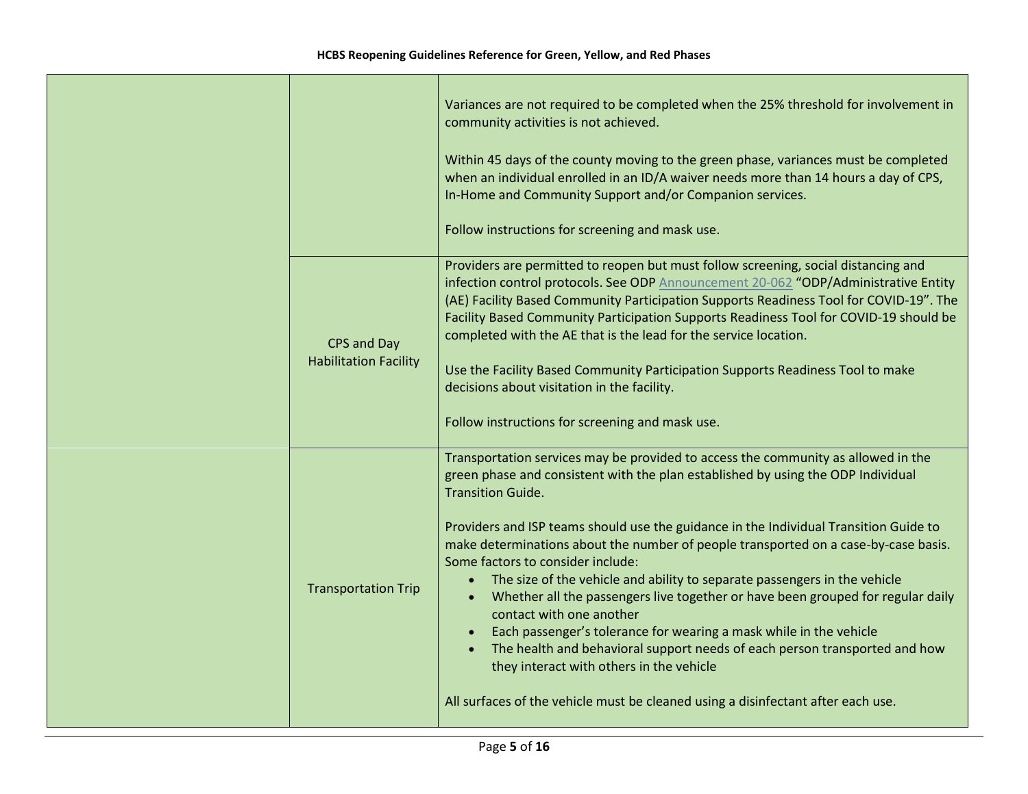| | | |
|---|---|---|
| | | Variances are not required to be completed when the 25% threshold for involvement in community activities is not achieved.<br><br>Within 45 days of the county moving to the green phase, variances must be completed when an individual enrolled in an ID/A waiver needs more than 14 hours a day of CPS, In-Home and Community Support and/or Companion services.<br><br>Follow instructions for screening and mask use. |
| | CPS and Day Habilitation Facility | Providers are permitted to reopen but must follow screening, social distancing and infection control protocols. See ODP Announcement 20-062 "ODP/Administrative Entity (AE) Facility Based Community Participation Supports Readiness Tool for COVID-19". The Facility Based Community Participation Supports Readiness Tool for COVID-19 should be completed with the AE that is the lead for the service location.<br><br>Use the Facility Based Community Participation Supports Readiness Tool to make decisions about visitation in the facility.<br><br>Follow instructions for screening and mask use. |
| | Transportation Trip | Transportation services may be provided to access the community as allowed in the green phase and consistent with the plan established by using the ODP Individual Transition Guide.<br><br>Providers and ISP teams should use the guidance in the Individual Transition Guide to make determinations about the number of people transported on a case-by-case basis. Some factors to consider include:<br>• The size of the vehicle and ability to separate passengers in the vehicle<br>• Whether all the passengers live together or have been grouped for regular daily contact with one another<br>• Each passenger's tolerance for wearing a mask while in the vehicle<br>• The health and behavioral support needs of each person transported and how they interact with others in the vehicle<br><br>All surfaces of the vehicle must be cleaned using a disinfectant after each use. |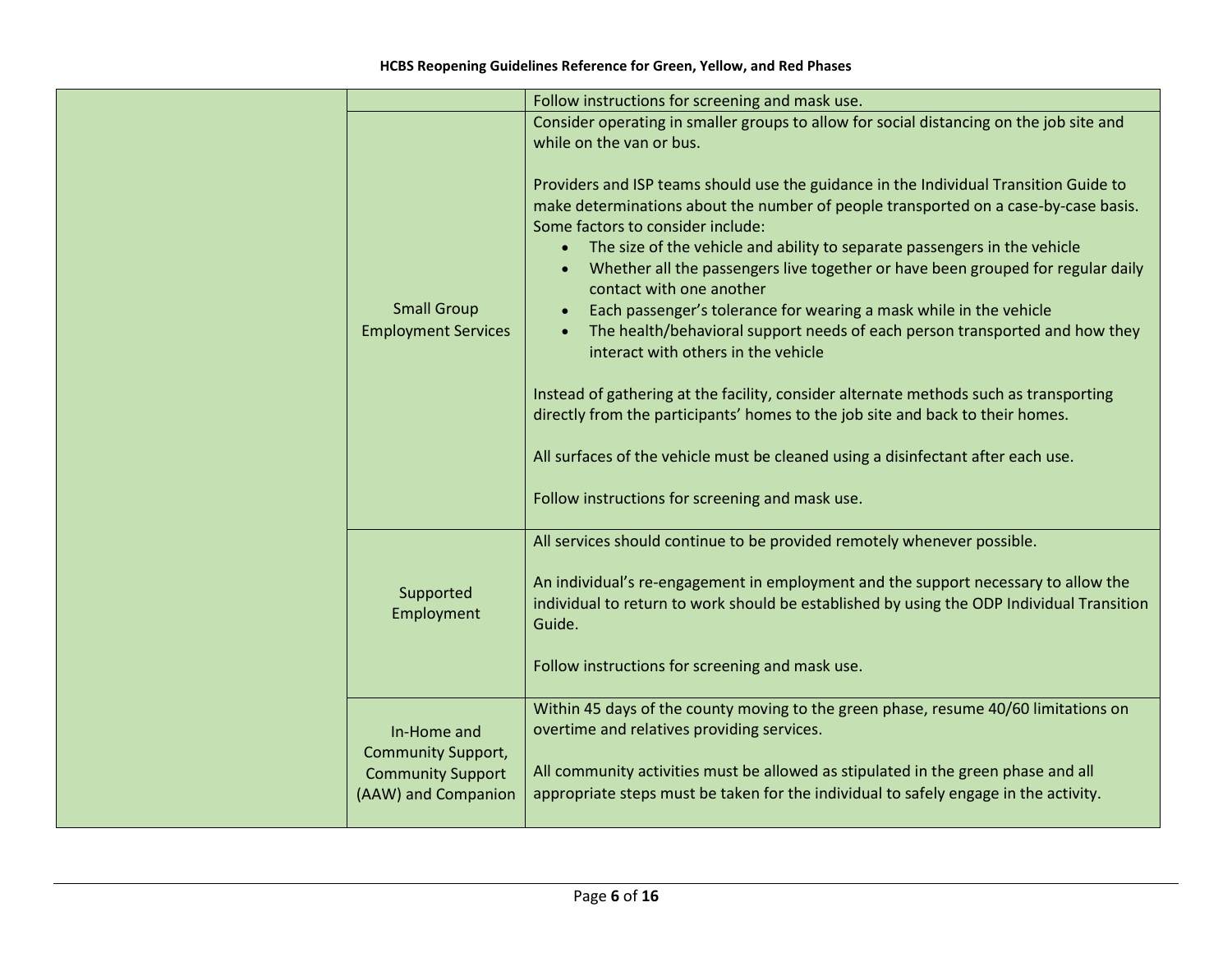| | | |
|---|---|---|
| | | Follow instructions for screening and mask use. |
| | Small Group Employment Services | Consider operating in smaller groups to allow for social distancing on the job site and while on the van or bus.<br><br>Providers and ISP teams should use the guidance in the Individual Transition Guide to make determinations about the number of people transported on a case-by-case basis. Some factors to consider include:<br>• The size of the vehicle and ability to separate passengers in the vehicle<br>• Whether all the passengers live together or have been grouped for regular daily contact with one another<br>• Each passenger's tolerance for wearing a mask while in the vehicle<br>• The health/behavioral support needs of each person transported and how they interact with others in the vehicle<br><br>Instead of gathering at the facility, consider alternate methods such as transporting directly from the participants' homes to the job site and back to their homes.<br><br>All surfaces of the vehicle must be cleaned using a disinfectant after each use.<br><br>Follow instructions for screening and mask use. |
| | Supported Employment | All services should continue to be provided remotely whenever possible.<br><br>An individual's re-engagement in employment and the support necessary to allow the individual to return to work should be established by using the ODP Individual Transition Guide.<br><br>Follow instructions for screening and mask use. |
| | In-Home and Community Support, Community Support (AAW) and Companion | Within 45 days of the county moving to the green phase, resume 40/60 limitations on overtime and relatives providing services.<br><br>All community activities must be allowed as stipulated in the green phase and all appropriate steps must be taken for the individual to safely engage in the activity. |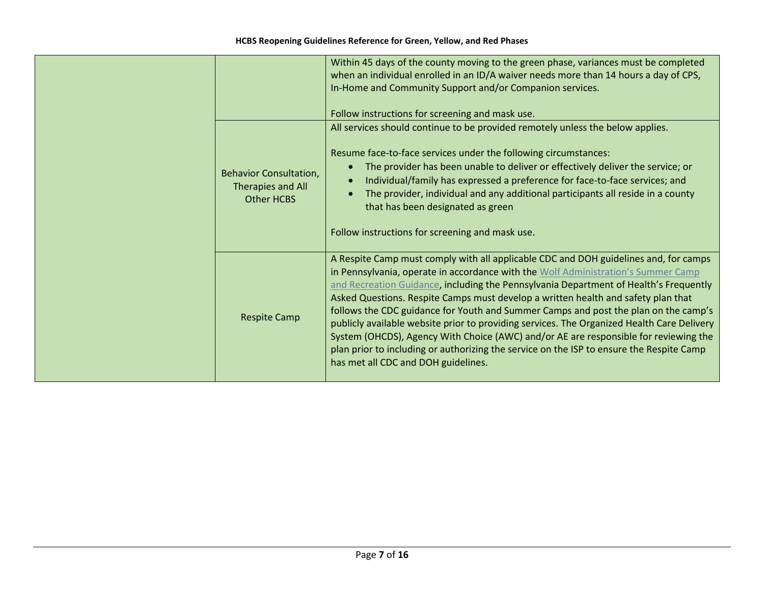| | | |
|---|---|---|
| | | Within 45 days of the county moving to the green phase, variances must be completed when an individual enrolled in an ID/A waiver needs more than 14 hours a day of CPS, In-Home and Community Support and/or Companion services.<br><br>Follow instructions for screening and mask use. |
| | Behavior Consultation, Therapies and All Other HCBS | All services should continue to be provided remotely unless the below applies.<br><br>Resume face-to-face services under the following circumstances:<br>• The provider has been unable to deliver or effectively deliver the service; or<br>• Individual/family has expressed a preference for face-to-face services; and<br>• The provider, individual and any additional participants all reside in a county that has been designated as green<br><br>Follow instructions for screening and mask use. |
| | Respite Camp | A Respite Camp must comply with all applicable CDC and DOH guidelines and, for camps in Pennsylvania, operate in accordance with the Wolf Administration's Summer Camp and Recreation Guidance, including the Pennsylvania Department of Health's Frequently Asked Questions. Respite Camps must develop a written health and safety plan that follows the CDC guidance for Youth and Summer Camps and post the plan on the camp's publicly available website prior to providing services. The Organized Health Care Delivery System (OHCDS), Agency With Choice (AWC) and/or AE are responsible for reviewing the plan prior to including or authorizing the service on the ISP to ensure the Respite Camp has met all CDC and DOH guidelines. |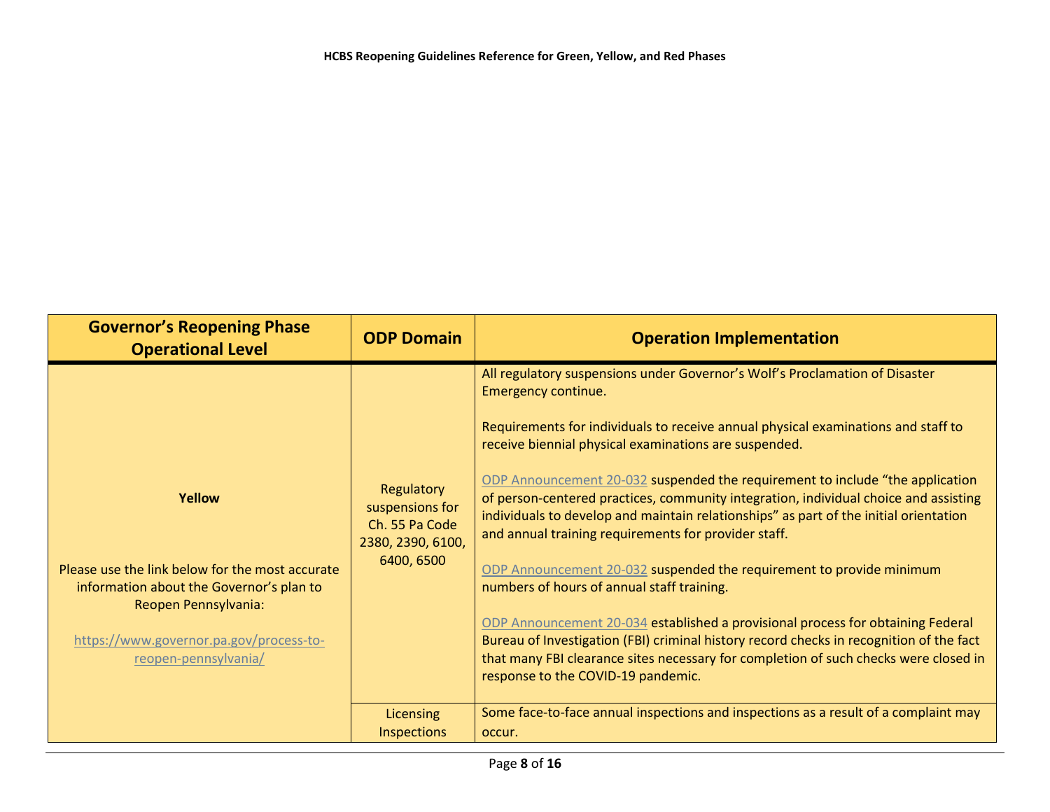| Governor's Reopening Phase Operational Level | ODP Domain | Operation Implementation |
|---|---|---|
| **Yellow**<br><br>Please use the link below for the most accurate information about the Governor's plan to Reopen Pennsylvania:<br><br>https://www.governor.pa.gov/process-to-reopen-pennsylvania/ | Regulatory suspensions for Ch. 55 Pa Code 2380, 2390, 6100, 6400, 6500 | All regulatory suspensions under Governor's Wolf's Proclamation of Disaster Emergency continue.<br><br>Requirements for individuals to receive annual physical examinations and staff to receive biennial physical examinations are suspended.<br><br>ODP Announcement 20-032 suspended the requirement to include "the application of person-centered practices, community integration, individual choice and assisting individuals to develop and maintain relationships" as part of the initial orientation and annual training requirements for provider staff.<br><br>ODP Announcement 20-032 suspended the requirement to provide minimum numbers of hours of annual staff training.<br><br>ODP Announcement 20-034 established a provisional process for obtaining Federal Bureau of Investigation (FBI) criminal history record checks in recognition of the fact that many FBI clearance sites necessary for completion of such checks were closed in response to the COVID-19 pandemic. |
| | Licensing Inspections | Some face-to-face annual inspections and inspections as a result of a complaint may occur. |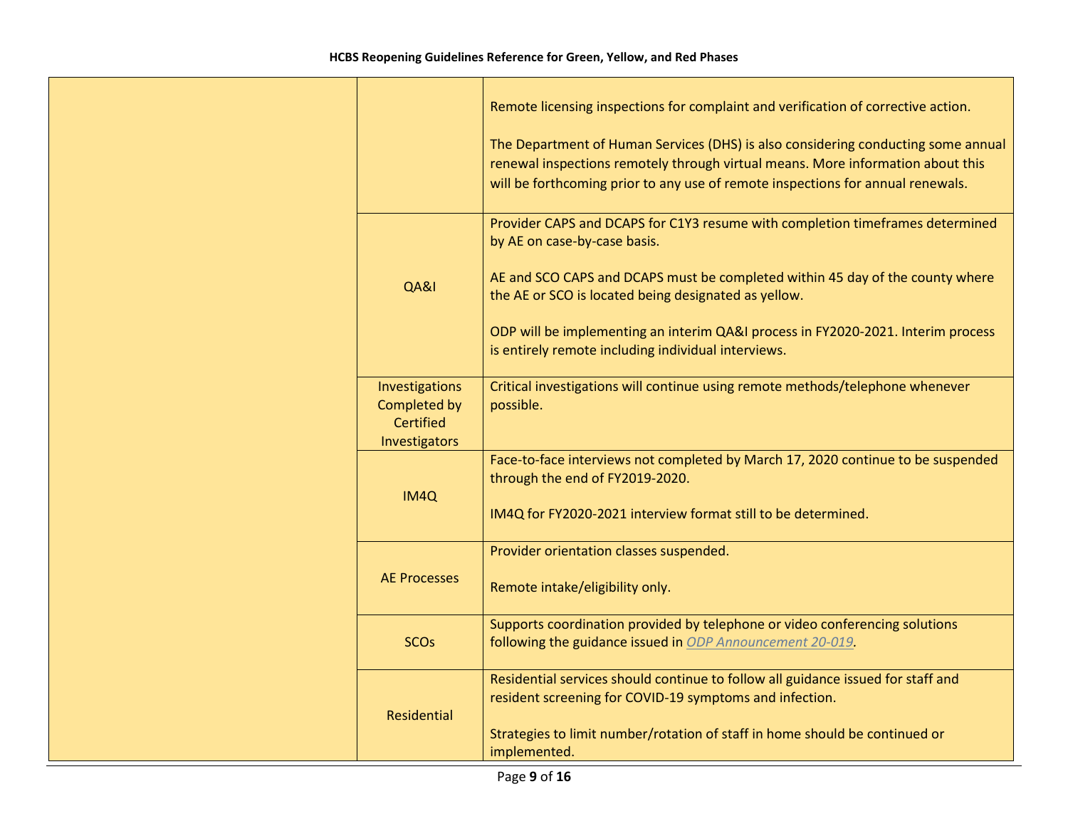| | | |
|---|---|---|
| | | Remote licensing inspections for complaint and verification of corrective action.<br><br>The Department of Human Services (DHS) is also considering conducting some annual renewal inspections remotely through virtual means. More information about this will be forthcoming prior to any use of remote inspections for annual renewals. |
| | QA&I | Provider CAPS and DCAPS for C1Y3 resume with completion timeframes determined by AE on case-by-case basis.<br><br>AE and SCO CAPS and DCAPS must be completed within 45 day of the county where the AE or SCO is located being designated as yellow.<br><br>ODP will be implementing an interim QA&I process in FY2020-2021. Interim process is entirely remote including individual interviews. |
| | Investigations Completed by Certified Investigators | Critical investigations will continue using remote methods/telephone whenever possible. |
| | IM4Q | Face-to-face interviews not completed by March 17, 2020 continue to be suspended through the end of FY2019-2020.<br><br>IM4Q for FY2020-2021 interview format still to be determined. |
| | AE Processes | Provider orientation classes suspended.<br><br>Remote intake/eligibility only. |
| | SCOs | Supports coordination provided by telephone or video conferencing solutions following the guidance issued in *ODP Announcement 20-019*. |
| | Residential | Residential services should continue to follow all guidance issued for staff and resident screening for COVID-19 symptoms and infection.<br><br>Strategies to limit number/rotation of staff in home should be continued or implemented. |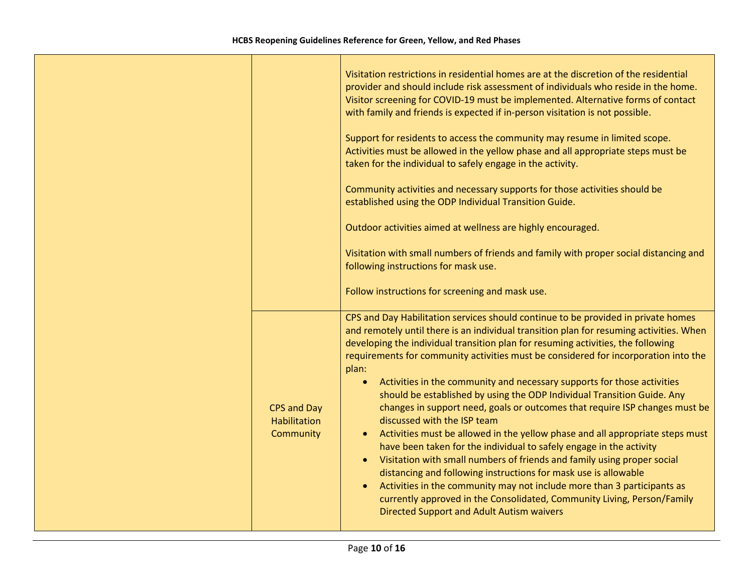| | | |
|---|---|---|
| | | Visitation restrictions in residential homes are at the discretion of the residential provider and should include risk assessment of individuals who reside in the home. Visitor screening for COVID-19 must be implemented. Alternative forms of contact with family and friends is expected if in-person visitation is not possible.<br><br>Support for residents to access the community may resume in limited scope. Activities must be allowed in the yellow phase and all appropriate steps must be taken for the individual to safely engage in the activity.<br><br>Community activities and necessary supports for those activities should be established using the ODP Individual Transition Guide.<br><br>Outdoor activities aimed at wellness are highly encouraged.<br><br>Visitation with small numbers of friends and family with proper social distancing and following instructions for mask use.<br><br>Follow instructions for screening and mask use. |
| | CPS and Day Habilitation Community | CPS and Day Habilitation services should continue to be provided in private homes and remotely until there is an individual transition plan for resuming activities. When developing the individual transition plan for resuming activities, the following requirements for community activities must be considered for incorporation into the plan:<br>• Activities in the community and necessary supports for those activities should be established by using the ODP Individual Transition Guide. Any changes in support need, goals or outcomes that require ISP changes must be discussed with the ISP team<br>• Activities must be allowed in the yellow phase and all appropriate steps must have been taken for the individual to safely engage in the activity<br>• Visitation with small numbers of friends and family using proper social distancing and following instructions for mask use is allowable<br>• Activities in the community may not include more than 3 participants as currently approved in the Consolidated, Community Living, Person/Family Directed Support and Adult Autism waivers |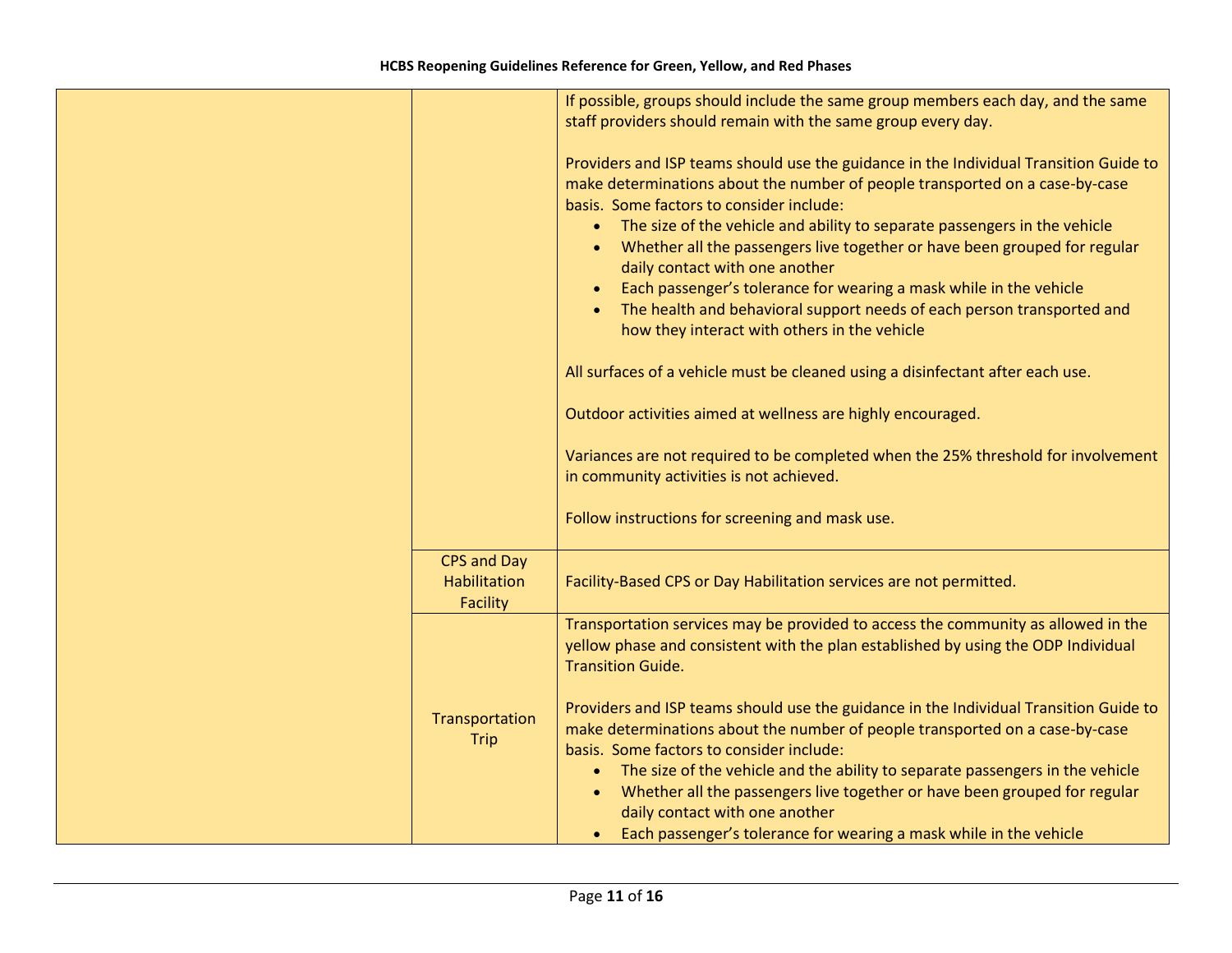| | | |
|---|---|---|
| | | If possible, groups should include the same group members each day, and the same staff providers should remain with the same group every day.<br><br>Providers and ISP teams should use the guidance in the Individual Transition Guide to make determinations about the number of people transported on a case-by-case basis. Some factors to consider include:<br>• The size of the vehicle and ability to separate passengers in the vehicle<br>• Whether all the passengers live together or have been grouped for regular daily contact with one another<br>• Each passenger's tolerance for wearing a mask while in the vehicle<br>• The health and behavioral support needs of each person transported and how they interact with others in the vehicle<br><br>All surfaces of a vehicle must be cleaned using a disinfectant after each use.<br><br>Outdoor activities aimed at wellness are highly encouraged.<br><br>Variances are not required to be completed when the 25% threshold for involvement in community activities is not achieved.<br><br>Follow instructions for screening and mask use. |
| | CPS and Day Habilitation Facility | Facility-Based CPS or Day Habilitation services are not permitted. |
| | Transportation Trip | Transportation services may be provided to access the community as allowed in the yellow phase and consistent with the plan established by using the ODP Individual Transition Guide.<br><br>Providers and ISP teams should use the guidance in the Individual Transition Guide to make determinations about the number of people transported on a case-by-case basis. Some factors to consider include:<br>• The size of the vehicle and the ability to separate passengers in the vehicle<br>• Whether all the passengers live together or have been grouped for regular daily contact with one another<br>• Each passenger's tolerance for wearing a mask while in the vehicle |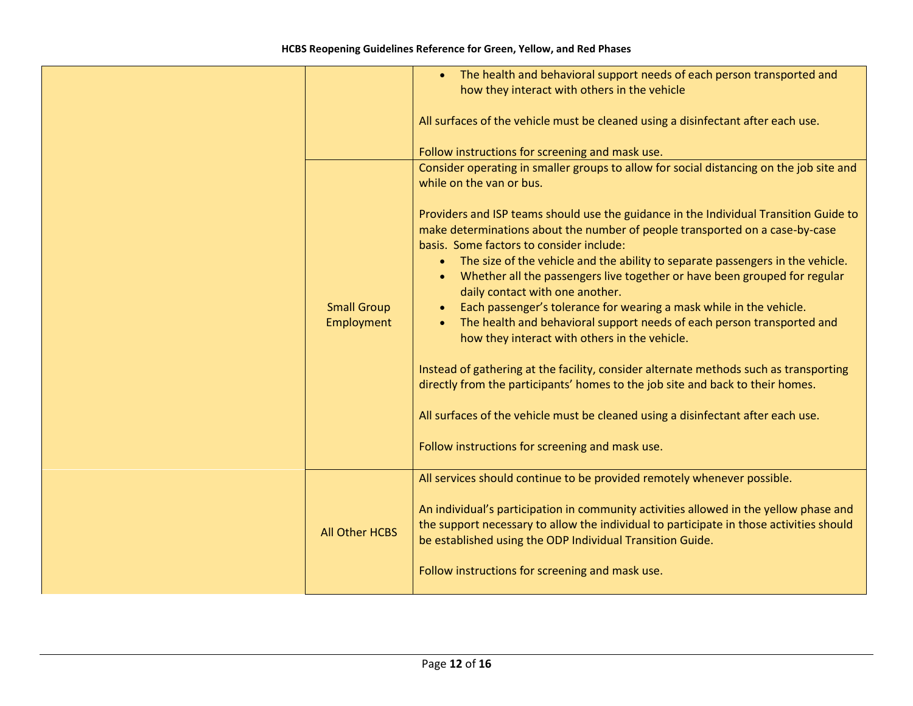| | | |
|---|---|---|
| | | <ul><li>The health and behavioral support needs of each person transported and how they interact with others in the vehicle</li></ul>All surfaces of the vehicle must be cleaned using a disinfectant after each use.<br><br>Follow instructions for screening and mask use. |
| | Small Group Employment | Consider operating in smaller groups to allow for social distancing on the job site and while on the van or bus.<br><br>Providers and ISP teams should use the guidance in the Individual Transition Guide to make determinations about the number of people transported on a case-by-case basis. Some factors to consider include:<ul><li>The size of the vehicle and the ability to separate passengers in the vehicle.</li><li>Whether all the passengers live together or have been grouped for regular daily contact with one another.</li><li>Each passenger's tolerance for wearing a mask while in the vehicle.</li><li>The health and behavioral support needs of each person transported and how they interact with others in the vehicle.</li></ul>Instead of gathering at the facility, consider alternate methods such as transporting directly from the participants' homes to the job site and back to their homes.<br><br>All surfaces of the vehicle must be cleaned using a disinfectant after each use.<br><br>Follow instructions for screening and mask use. |
| | All Other HCBS | All services should continue to be provided remotely whenever possible.<br><br>An individual's participation in community activities allowed in the yellow phase and the support necessary to allow the individual to participate in those activities should be established using the ODP Individual Transition Guide.<br><br>Follow instructions for screening and mask use. |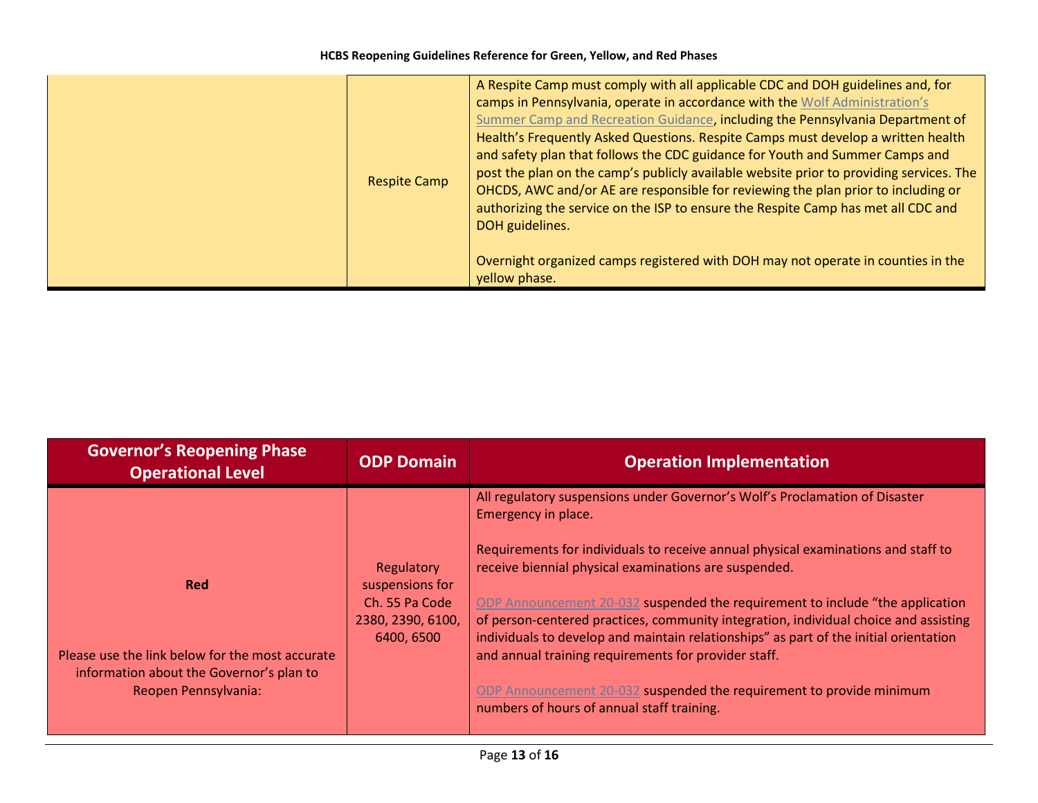| | Respite Camp | A Respite Camp must comply with all applicable CDC and DOH guidelines and, for camps in Pennsylvania, operate in accordance with the Wolf Administration's Summer Camp and Recreation Guidance, including the Pennsylvania Department of Health's Frequently Asked Questions. Respite Camps must develop a written health and safety plan that follows the CDC guidance for Youth and Summer Camps and post the plan on the camp's publicly available website prior to providing services. The OHCDS, AWC and/or AE are responsible for reviewing the plan prior to including or authorizing the service on the ISP to ensure the Respite Camp has met all CDC and DOH guidelines.<br><br>Overnight organized camps registered with DOH may not operate in counties in the yellow phase. |
|---|---|---|

| Governor's Reopening Phase Operational Level | ODP Domain | Operation Implementation |
|---|---|---|
| **Red**<br><br>Please use the link below for the most accurate information about the Governor's plan to Reopen Pennsylvania: | Regulatory suspensions for Ch. 55 Pa Code 2380, 2390, 6100, 6400, 6500 | All regulatory suspensions under Governor's Wolf's Proclamation of Disaster Emergency in place.<br><br>Requirements for individuals to receive annual physical examinations and staff to receive biennial physical examinations are suspended.<br><br>ODP Announcement 20-032 suspended the requirement to include "the application of person-centered practices, community integration, individual choice and assisting individuals to develop and maintain relationships" as part of the initial orientation and annual training requirements for provider staff.<br><br>ODP Announcement 20-032 suspended the requirement to provide minimum numbers of hours of annual staff training. |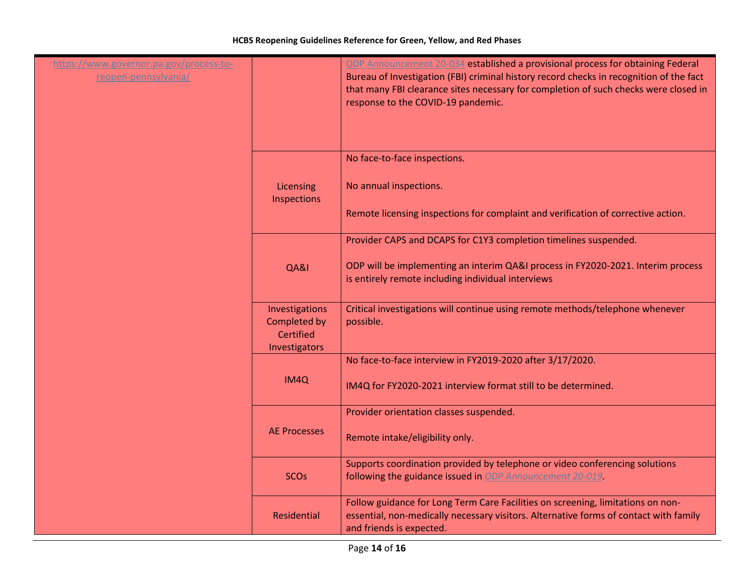| | | |
|---|---|---|
| https://www.governor.pa.gov/process-to-reopen-pennsylvania/ | | ODP Announcement 20-034 established a provisional process for obtaining Federal Bureau of Investigation (FBI) criminal history record checks in recognition of the fact that many FBI clearance sites necessary for completion of such checks were closed in response to the COVID-19 pandemic. |
| | Licensing Inspections | No face-to-face inspections.<br><br>No annual inspections.<br><br>Remote licensing inspections for complaint and verification of corrective action. |
| | QA&I | Provider CAPS and DCAPS for C1Y3 completion timelines suspended.<br><br>ODP will be implementing an interim QA&I process in FY2020-2021. Interim process is entirely remote including individual interviews |
| | Investigations Completed by Certified Investigators | Critical investigations will continue using remote methods/telephone whenever possible. |
| | IM4Q | No face-to-face interview in FY2019-2020 after 3/17/2020.<br><br>IM4Q for FY2020-2021 interview format still to be determined. |
| | AE Processes | Provider orientation classes suspended.<br><br>Remote intake/eligibility only. |
| | SCOs | Supports coordination provided by telephone or video conferencing solutions following the guidance issued in *ODP Announcement 20-019*. |
| | Residential | Follow guidance for Long Term Care Facilities on screening, limitations on non-essential, non-medically necessary visitors. Alternative forms of contact with family and friends is expected. |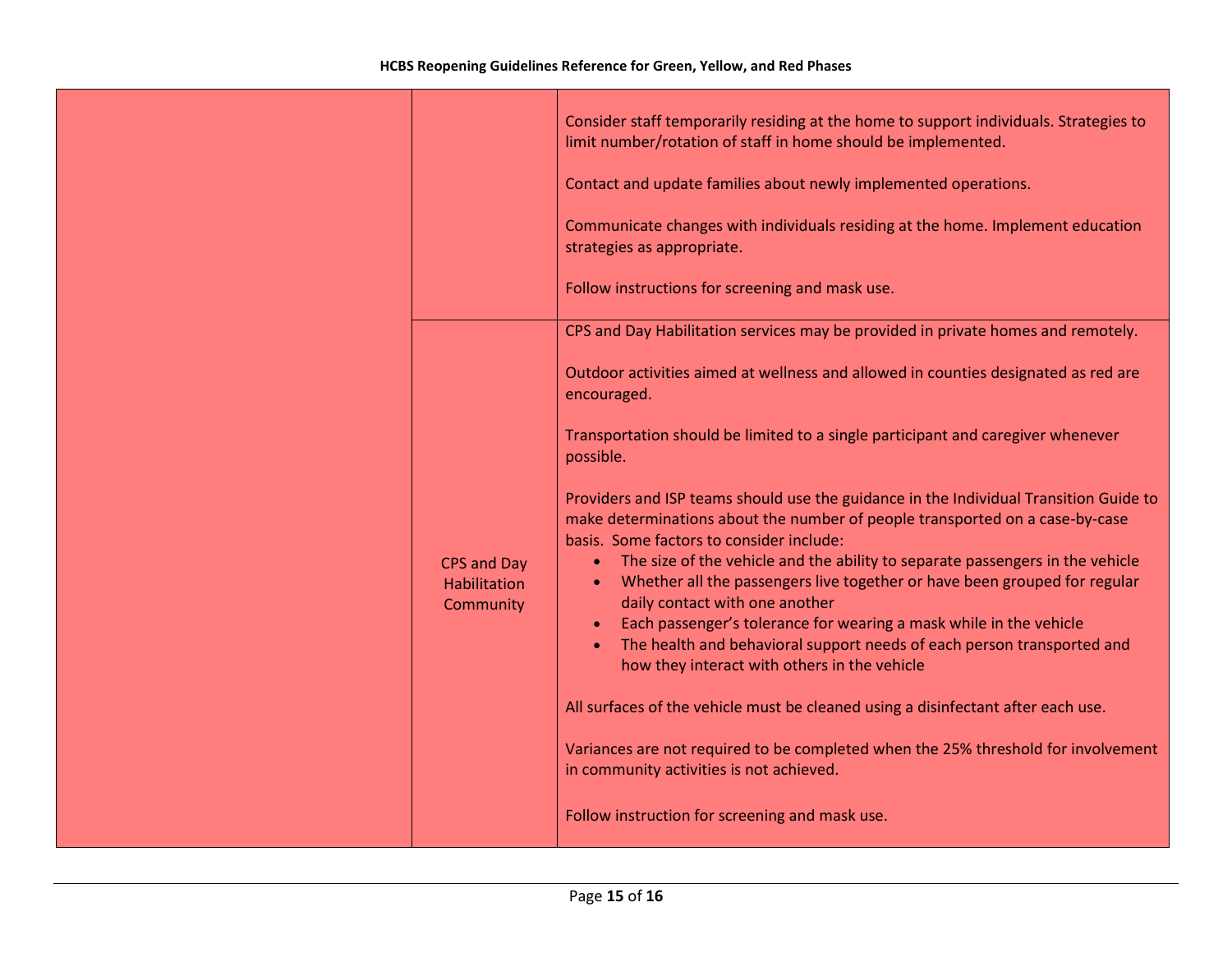| | | |
|---|---|---|
| | | Consider staff temporarily residing at the home to support individuals. Strategies to limit number/rotation of staff in home should be implemented.<br><br>Contact and update families about newly implemented operations.<br><br>Communicate changes with individuals residing at the home. Implement education strategies as appropriate.<br><br>Follow instructions for screening and mask use. |
| | CPS and Day Habilitation Community | CPS and Day Habilitation services may be provided in private homes and remotely.<br><br>Outdoor activities aimed at wellness and allowed in counties designated as red are encouraged.<br><br>Transportation should be limited to a single participant and caregiver whenever possible.<br><br>Providers and ISP teams should use the guidance in the Individual Transition Guide to make determinations about the number of people transported on a case-by-case basis. Some factors to consider include:<br>• The size of the vehicle and the ability to separate passengers in the vehicle<br>• Whether all the passengers live together or have been grouped for regular daily contact with one another<br>• Each passenger's tolerance for wearing a mask while in the vehicle<br>• The health and behavioral support needs of each person transported and how they interact with others in the vehicle<br><br>All surfaces of the vehicle must be cleaned using a disinfectant after each use.<br><br>Variances are not required to be completed when the 25% threshold for involvement in community activities is not achieved.<br><br>Follow instruction for screening and mask use. |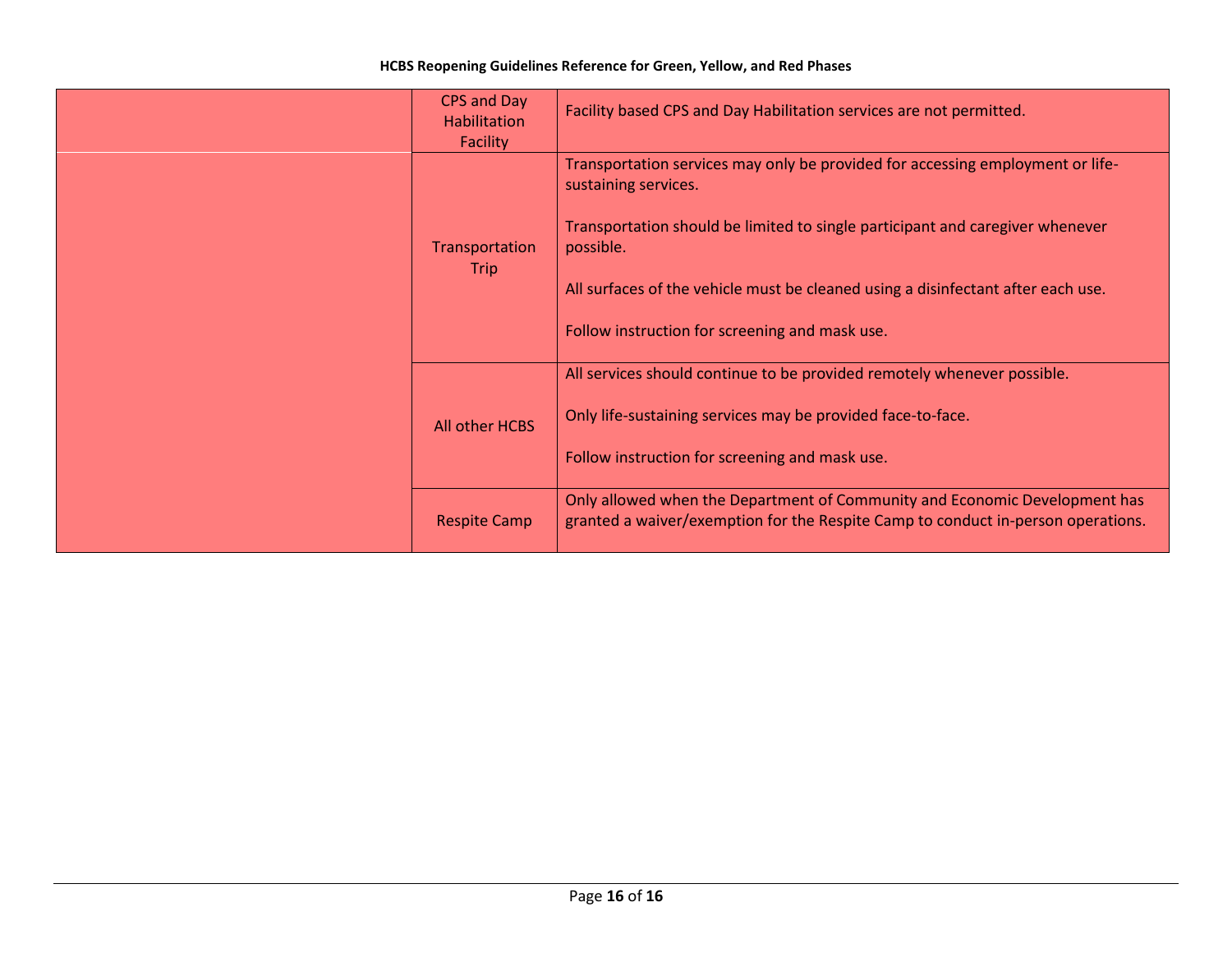| | | |
|---|---|---|
| | CPS and Day Habilitation Facility | Facility based CPS and Day Habilitation services are not permitted. |
| | Transportation Trip | Transportation services may only be provided for accessing employment or life-sustaining services.<br><br>Transportation should be limited to single participant and caregiver whenever possible.<br><br>All surfaces of the vehicle must be cleaned using a disinfectant after each use.<br><br>Follow instruction for screening and mask use. |
| | All other HCBS | All services should continue to be provided remotely whenever possible.<br><br>Only life-sustaining services may be provided face-to-face.<br><br>Follow instruction for screening and mask use. |
| | Respite Camp | Only allowed when the Department of Community and Economic Development has granted a waiver/exemption for the Respite Camp to conduct in-person operations. |